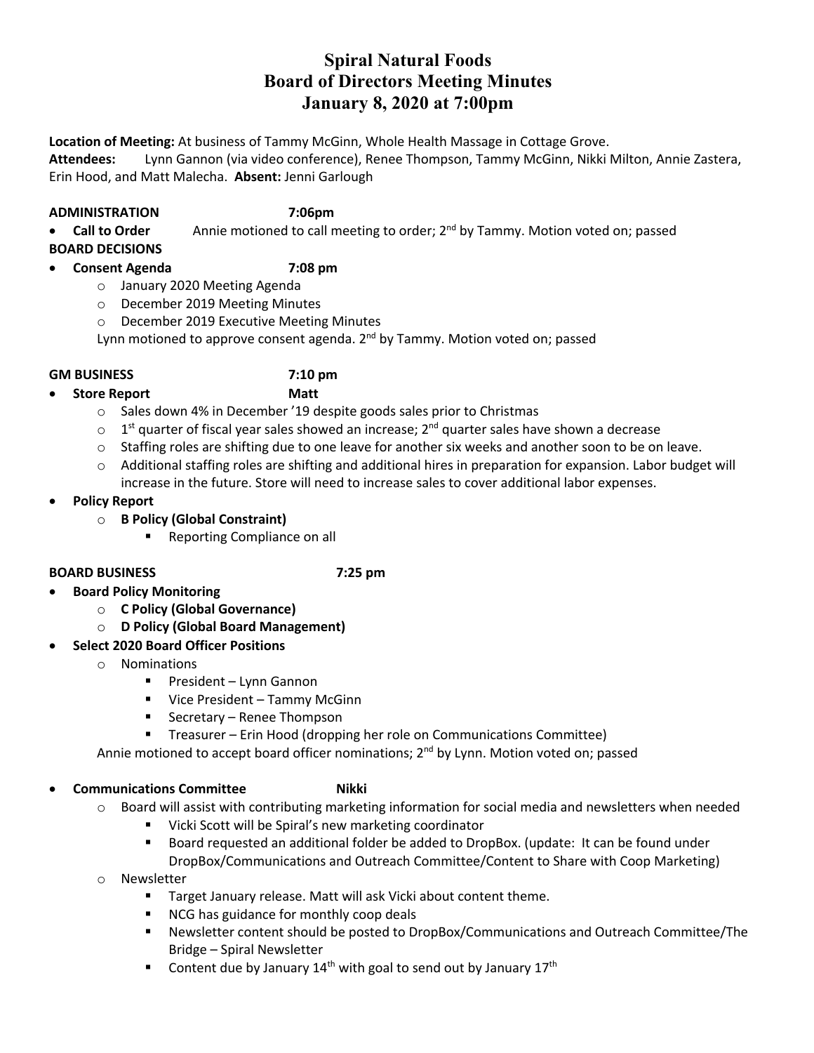# Spiral Natural Foods
## Board of Directors Meeting Minutes
## January 8, 2020 at 7:00pm

**Location of Meeting:** At business of Tammy McGinn, Whole Health Massage in Cottage Grove.
**Attendees:** Lynn Gannon (via video conference), Renee Thompson, Tammy McGinn, Nikki Milton, Annie Zastera, Erin Hood, and Matt Malecha. **Absent:** Jenni Garlough

**ADMINISTRATION 7:06pm**

- **Call to Order** Annie motioned to call meeting to order; 2nd by Tammy. Motion voted on; passed

**BOARD DECISIONS**

- **Consent Agenda 7:08 pm**
  - January 2020 Meeting Agenda
  - December 2019 Meeting Minutes
  - December 2019 Executive Meeting Minutes

  Lynn motioned to approve consent agenda. 2nd by Tammy. Motion voted on; passed

**GM BUSINESS 7:10 pm**

- **Store Report Matt**
  - Sales down 4% in December '19 despite goods sales prior to Christmas
  - 1st quarter of fiscal year sales showed an increase; 2nd quarter sales have shown a decrease
  - Staffing roles are shifting due to one leave for another six weeks and another soon to be on leave.
  - Additional staffing roles are shifting and additional hires in preparation for expansion. Labor budget will increase in the future. Store will need to increase sales to cover additional labor expenses.
- **Policy Report**
  - **B Policy (Global Constraint)**
    - Reporting Compliance on all

**BOARD BUSINESS 7:25 pm**

- **Board Policy Monitoring**
  - **C Policy (Global Governance)**
  - **D Policy (Global Board Management)**
- **Select 2020 Board Officer Positions**
  - Nominations
    - President – Lynn Gannon
    - Vice President – Tammy McGinn
    - Secretary – Renee Thompson
    - Treasurer – Erin Hood (dropping her role on Communications Committee)

  Annie motioned to accept board officer nominations; 2nd by Lynn. Motion voted on; passed

- **Communications Committee Nikki**
  - Board will assist with contributing marketing information for social media and newsletters when needed
    - Vicki Scott will be Spiral's new marketing coordinator
    - Board requested an additional folder be added to DropBox. (update: It can be found under DropBox/Communications and Outreach Committee/Content to Share with Coop Marketing)
  - Newsletter
    - Target January release. Matt will ask Vicki about content theme.
    - NCG has guidance for monthly coop deals
    - Newsletter content should be posted to DropBox/Communications and Outreach Committee/The Bridge – Spiral Newsletter
    - Content due by January 14th with goal to send out by January 17th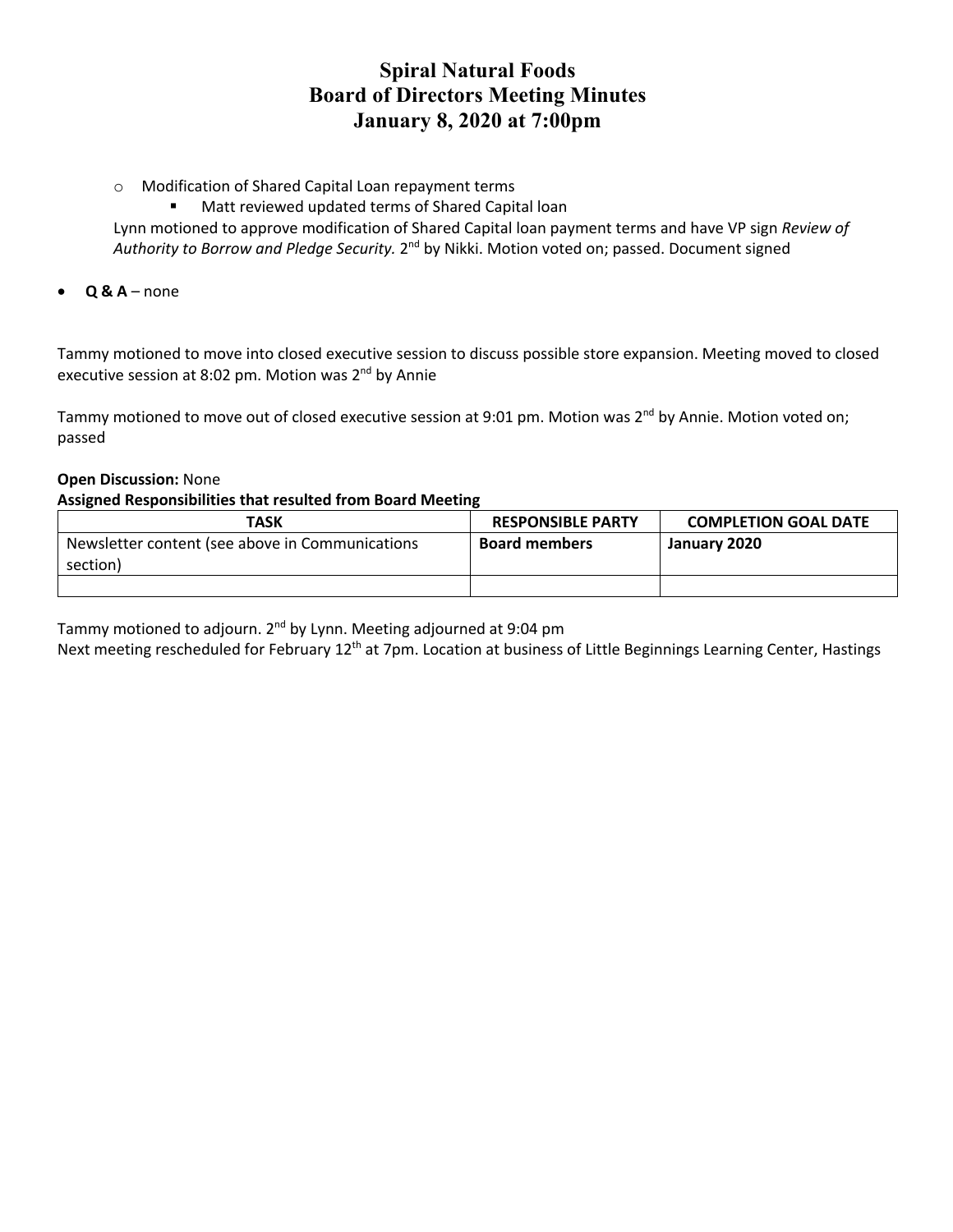# Spiral Natural Foods
## Board of Directors Meeting Minutes
## January 8, 2020 at 7:00pm

- Modification of Shared Capital Loan repayment terms
  - Matt reviewed updated terms of Shared Capital loan

Lynn motioned to approve modification of Shared Capital loan payment terms and have VP sign *Review of Authority to Borrow and Pledge Security.* 2nd by Nikki. Motion voted on; passed. Document signed

- **Q & A** – none

Tammy motioned to move into closed executive session to discuss possible store expansion. Meeting moved to closed executive session at 8:02 pm. Motion was 2nd by Annie

Tammy motioned to move out of closed executive session at 9:01 pm. Motion was 2nd by Annie. Motion voted on; passed

**Open Discussion:** None

**Assigned Responsibilities that resulted from Board Meeting**

| TASK | RESPONSIBLE PARTY | COMPLETION GOAL DATE |
|---|---|---|
| Newsletter content (see above in Communications section) | **Board members** | **January 2020** |
| | | |

Tammy motioned to adjourn. 2nd by Lynn. Meeting adjourned at 9:04 pm

Next meeting rescheduled for February 12th at 7pm. Location at business of Little Beginnings Learning Center, Hastings